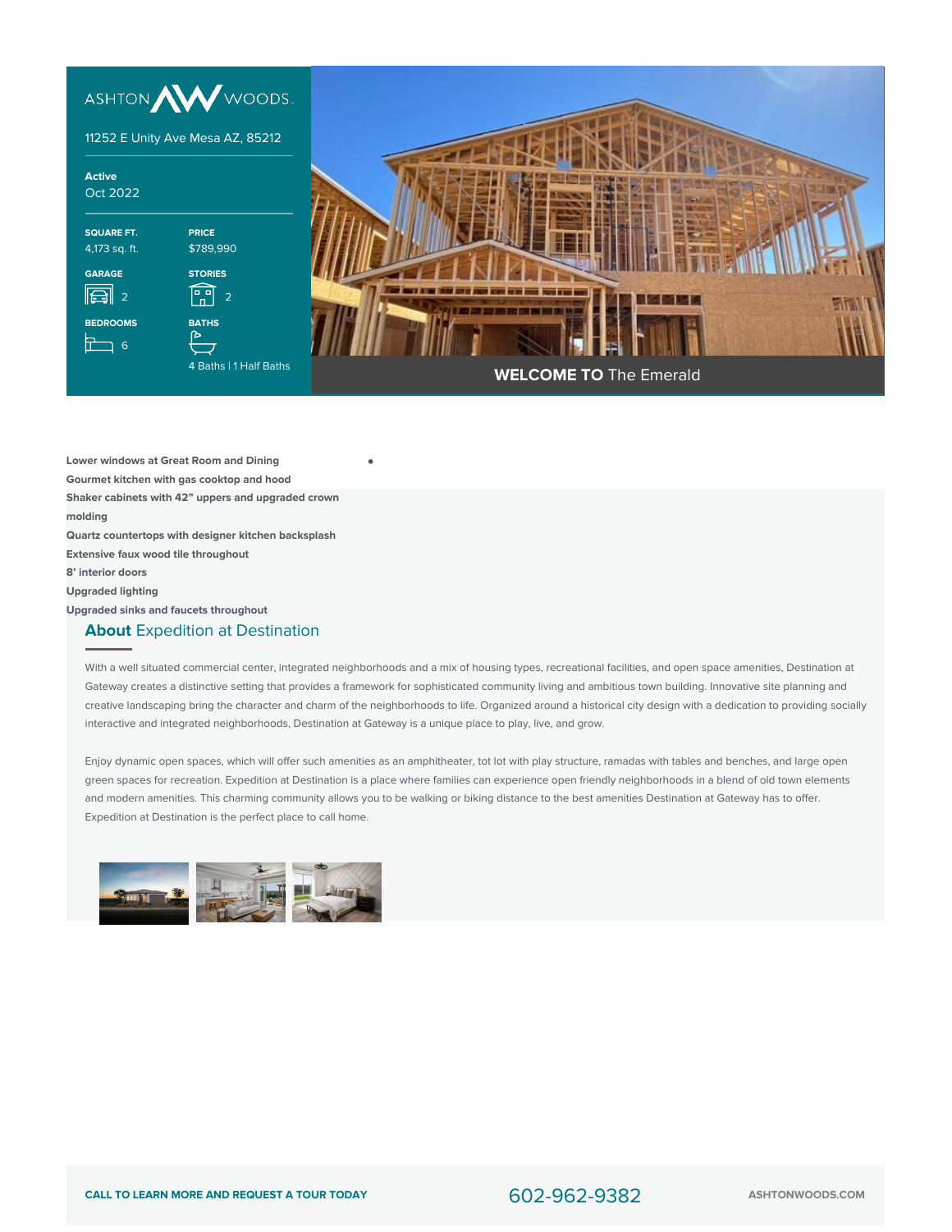ASHTON WOODS

11252 E Unity Ave Mesa AZ, 85212

**Active**
Oct 2022

| SQUARE FT. | PRICE |
|---|---|
| 4,173 sq. ft. | $789,990 |
| **GARAGE** | **STORIES** |
| 2 | 2 |
| **BEDROOMS** | **BATHS** |
| 6 | 4 Baths \| 1 Half Baths |

**WELCOME TO** The Emerald

- **Lower windows at Great Room and Dining**
- **Gourmet kitchen with gas cooktop and hood**
- **Shaker cabinets with 42" uppers and upgraded crown molding**
- **Quartz countertops with designer kitchen backsplash**
- **Extensive faux wood tile throughout**
- **8' interior doors**
- **Upgraded lighting**
- **Upgraded sinks and faucets throughout**

## **About** Expedition at Destination

With a well situated commercial center, integrated neighborhoods and a mix of housing types, recreational facilities, and open space amenities, Destination at Gateway creates a distinctive setting that provides a framework for sophisticated community living and ambitious town building. Innovative site planning and creative landscaping bring the character and charm of the neighborhoods to life. Organized around a historical city design with a dedication to providing socially interactive and integrated neighborhoods, Destination at Gateway is a unique place to play, live, and grow.

Enjoy dynamic open spaces, which will offer such amenities as an amphitheater, tot lot with play structure, ramadas with tables and benches, and large open green spaces for recreation. Expedition at Destination is a place where families can experience open friendly neighborhoods in a blend of old town elements and modern amenities. This charming community allows you to be walking or biking distance to the best amenities Destination at Gateway has to offer. Expedition at Destination is the perfect place to call home.

**CALL TO LEARN MORE AND REQUEST A TOUR TODAY** 602-962-9382 **ASHTONWOODS.COM**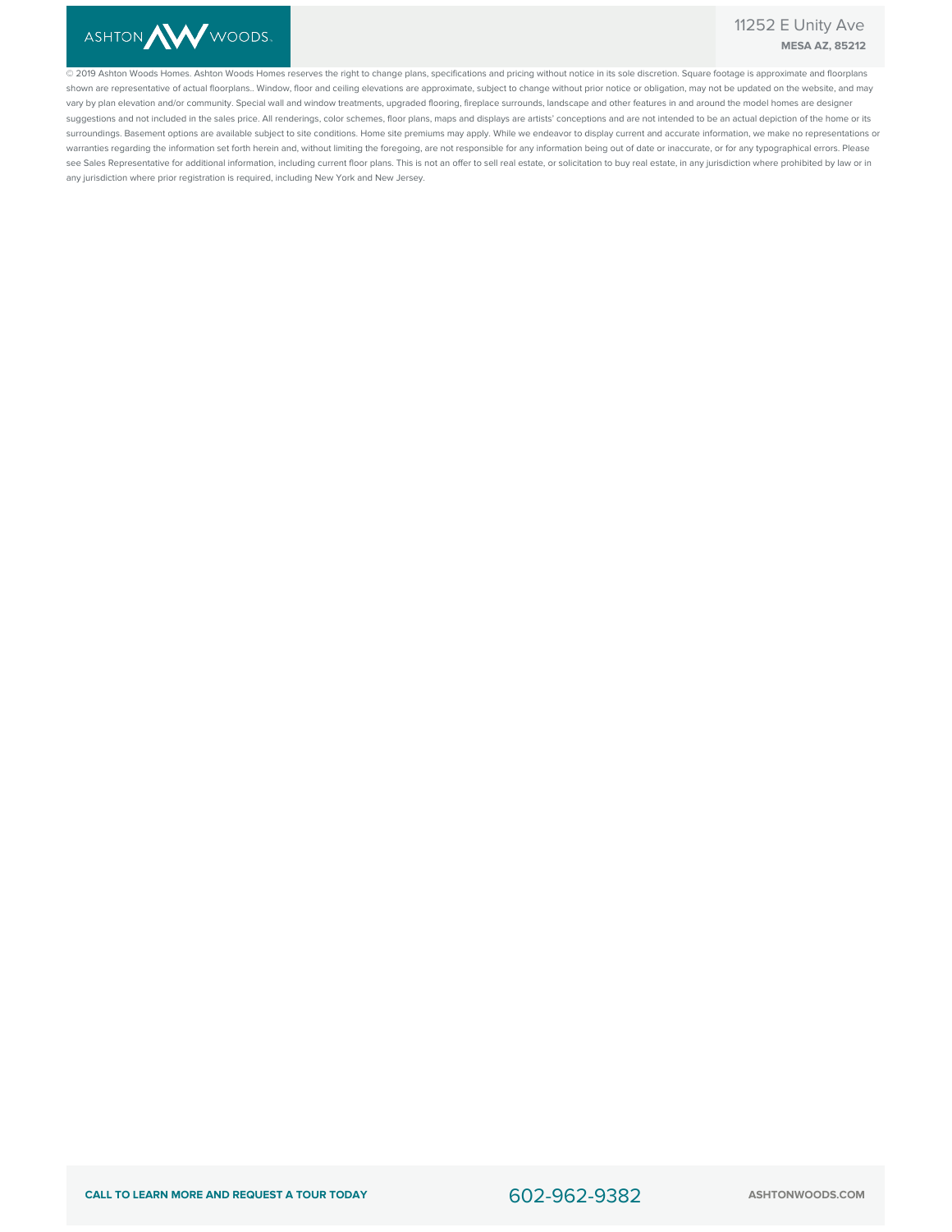11252 E Unity Ave

**MESA AZ, 85212**

© 2019 Ashton Woods Homes. Ashton Woods Homes reserves the right to change plans, specifications and pricing without notice in its sole discretion. Square footage is approximate and floorplans shown are representative of actual floorplans.. Window, floor and ceiling elevations are approximate, subject to change without prior notice or obligation, may not be updated on the website, and may vary by plan elevation and/or community. Special wall and window treatments, upgraded flooring, fireplace surrounds, landscape and other features in and around the model homes are designer suggestions and not included in the sales price. All renderings, color schemes, floor plans, maps and displays are artists' conceptions and are not intended to be an actual depiction of the home or its surroundings. Basement options are available subject to site conditions. Home site premiums may apply. While we endeavor to display current and accurate information, we make no representations or warranties regarding the information set forth herein and, without limiting the foregoing, are not responsible for any information being out of date or inaccurate, or for any typographical errors. Please see Sales Representative for additional information, including current floor plans. This is not an offer to sell real estate, or solicitation to buy real estate, in any jurisdiction where prohibited by law or in any jurisdiction where prior registration is required, including New York and New Jersey.

**CALL TO LEARN MORE AND REQUEST A TOUR TODAY** 602-962-9382 **ASHTONWOODS.COM**